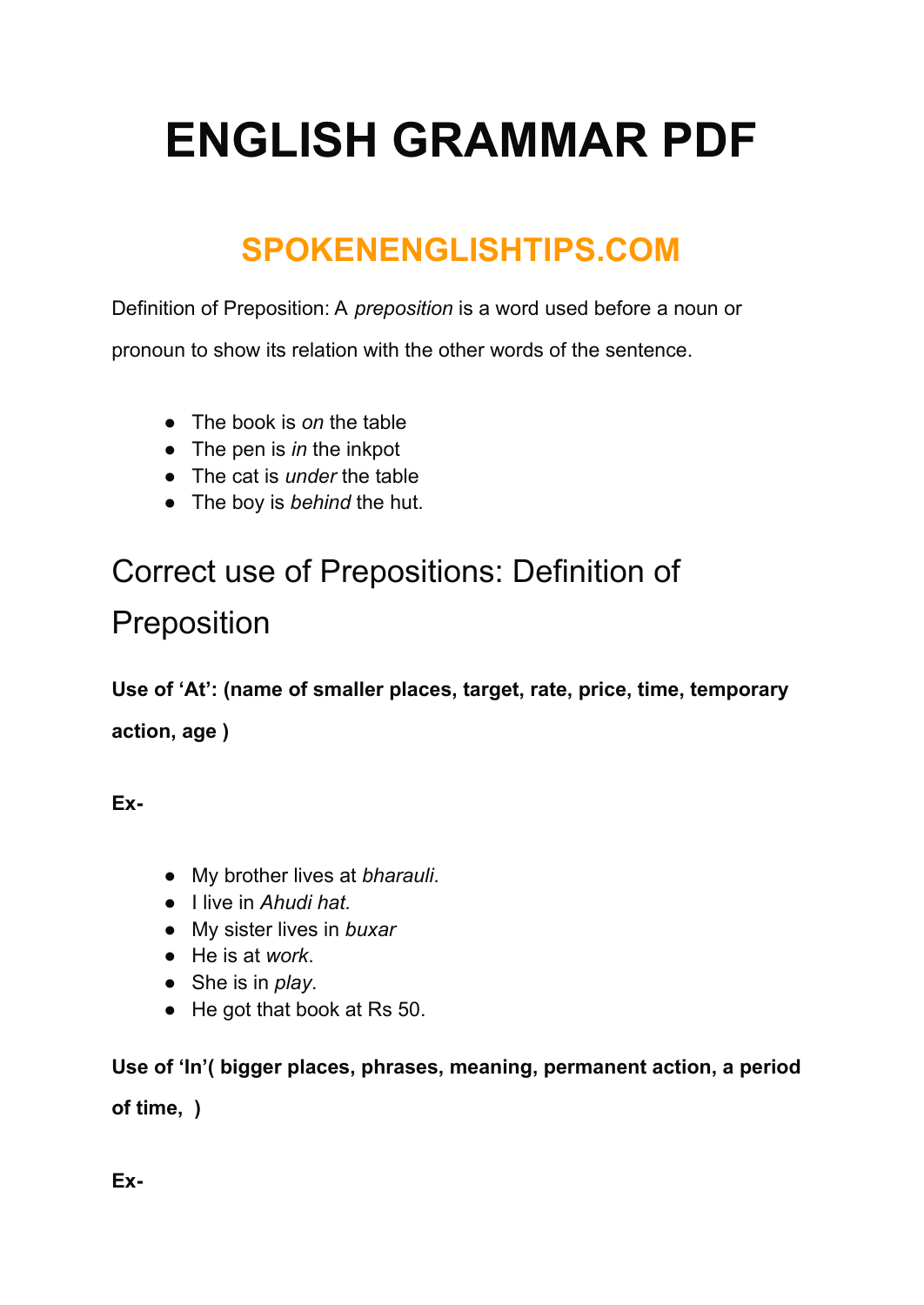# ENGLISH GRAMMAR PDF

## SPOKENENGLISHTIPS.COM

Definition of Preposition: A *preposition* is a word used before a noun or pronoun to show its relation with the other words of the sentence.

- The book is *on* the table
- The pen is *in* the inkpot
- The cat is *under* the table
- The boy is *behind* the hut.

## Correct use of Prepositions: Definition of Preposition

**Use of 'At': (name of smaller places, target, rate, price, time, temporary action, age )**

**Ex-**

- My brother lives at *bharauli*.
- I live in *Ahudi hat.*
- My sister lives in *buxar*
- He is at *work*.
- She is in *play*.
- He got that book at Rs 50.

**Use of 'In'( bigger places, phrases, meaning, permanent action, a period of time, )**

**Ex-**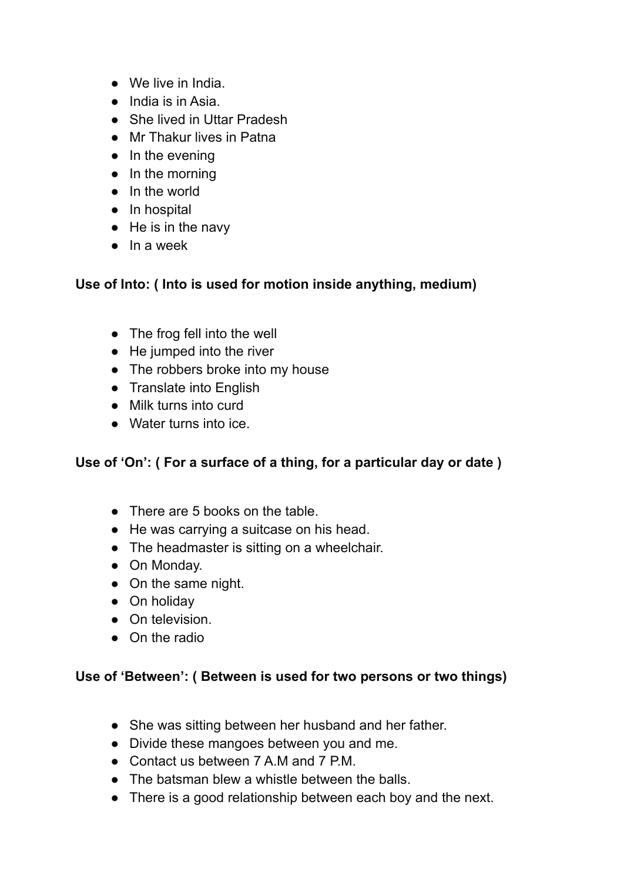- We live in India.
- India is in Asia.
- She lived in Uttar Pradesh
- Mr Thakur lives in Patna
- In the evening
- In the morning
- In the world
- In hospital
- He is in the navy
- In a week

**Use of Into: ( Into is used for motion inside anything, medium)**

- The frog fell into the well
- He jumped into the river
- The robbers broke into my house
- Translate into English
- Milk turns into curd
- Water turns into ice.

**Use of 'On': ( For a surface of a thing, for a particular day or date )**

- There are 5 books on the table.
- He was carrying a suitcase on his head.
- The headmaster is sitting on a wheelchair.
- On Monday.
- On the same night.
- On holiday
- On television.
- On the radio

**Use of 'Between': ( Between is used for two persons or two things)**

- She was sitting between her husband and her father.
- Divide these mangoes between you and me.
- Contact us between 7 A.M and 7 P.M.
- The batsman blew a whistle between the balls.
- There is a good relationship between each boy and the next.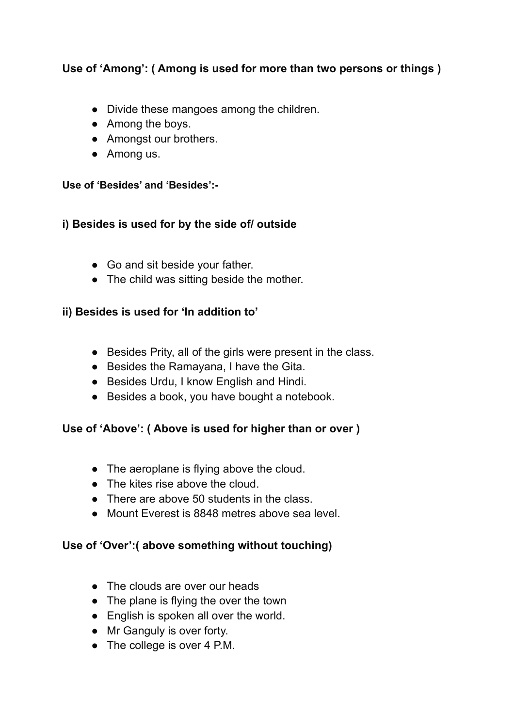**Use of 'Among': ( Among is used for more than two persons or things )**

- Divide these mangoes among the children.
- Among the boys.
- Amongst our brothers.
- Among us.

**Use of 'Besides' and 'Besides':-**

**i) Besides is used for by the side of/ outside**

- Go and sit beside your father.
- The child was sitting beside the mother.

**ii) Besides is used for 'In addition to'**

- Besides Prity, all of the girls were present in the class.
- Besides the Ramayana, I have the Gita.
- Besides Urdu, I know English and Hindi.
- Besides a book, you have bought a notebook.

**Use of 'Above': ( Above is used for higher than or over )**

- The aeroplane is flying above the cloud.
- The kites rise above the cloud.
- There are above 50 students in the class.
- Mount Everest is 8848 metres above sea level.

**Use of 'Over':( above something without touching)**

- The clouds are over our heads
- The plane is flying the over the town
- English is spoken all over the world.
- Mr Ganguly is over forty.
- The college is over 4 P.M.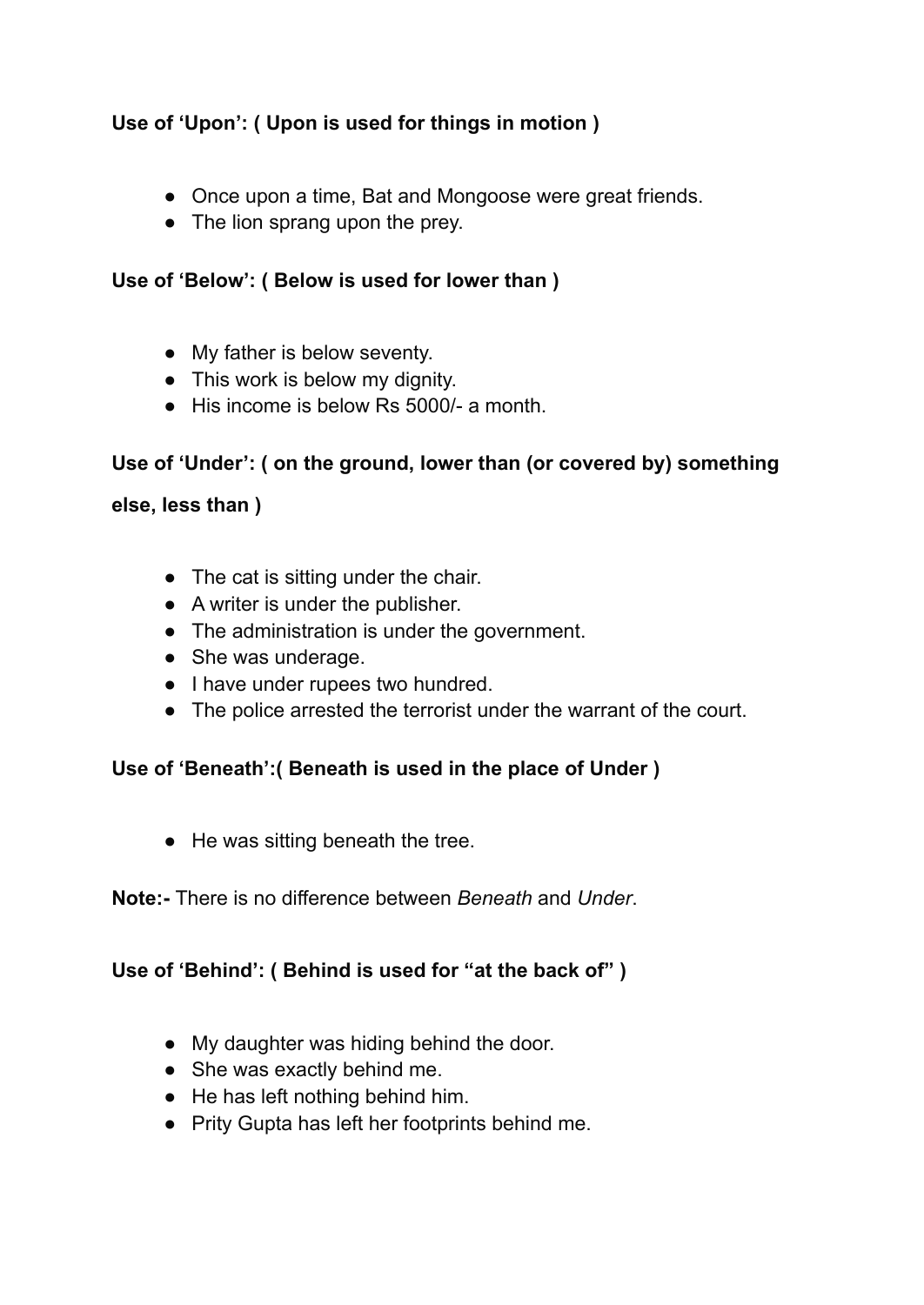**Use of 'Upon': ( Upon is used for things in motion )**

- Once upon a time, Bat and Mongoose were great friends.
- The lion sprang upon the prey.

**Use of 'Below': ( Below is used for lower than )**

- My father is below seventy.
- This work is below my dignity.
- His income is below Rs 5000/- a month.

**Use of 'Under': ( on the ground, lower than (or covered by) something else, less than )**

- The cat is sitting under the chair.
- A writer is under the publisher.
- The administration is under the government.
- She was underage.
- I have under rupees two hundred.
- The police arrested the terrorist under the warrant of the court.

**Use of 'Beneath':( Beneath is used in the place of Under )**

- He was sitting beneath the tree.

**Note:-** There is no difference between *Beneath* and *Under*.

**Use of 'Behind': ( Behind is used for "at the back of" )**

- My daughter was hiding behind the door.
- She was exactly behind me.
- He has left nothing behind him.
- Prity Gupta has left her footprints behind me.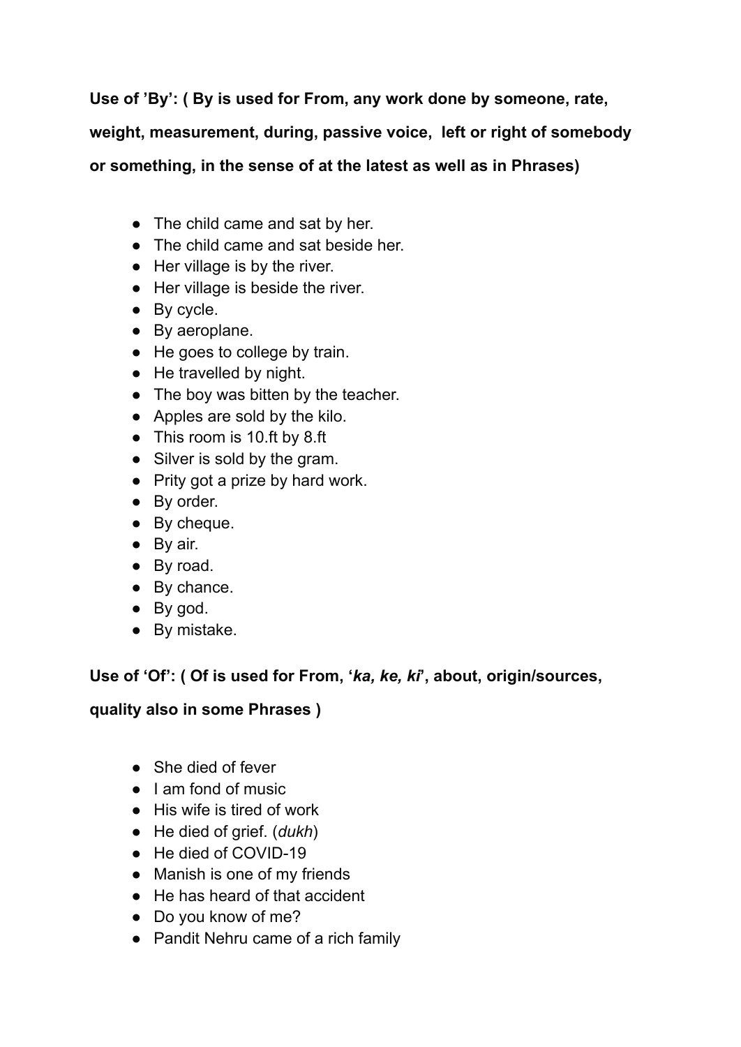**Use of 'By': ( By is used for From, any work done by someone, rate, weight, measurement, during, passive voice, left or right of somebody or something, in the sense of at the latest as well as in Phrases)**

- The child came and sat by her.
- The child came and sat beside her.
- Her village is by the river.
- Her village is beside the river.
- By cycle.
- By aeroplane.
- He goes to college by train.
- He travelled by night.
- The boy was bitten by the teacher.
- Apples are sold by the kilo.
- This room is 10.ft by 8.ft
- Silver is sold by the gram.
- Prity got a prize by hard work.
- By order.
- By cheque.
- By air.
- By road.
- By chance.
- By god.
- By mistake.

**Use of 'Of': ( Of is used for From, '*ka, ke, ki*', about, origin/sources, quality also in some Phrases )**

- She died of fever
- I am fond of music
- His wife is tired of work
- He died of grief. (*dukh*)
- He died of COVID-19
- Manish is one of my friends
- He has heard of that accident
- Do you know of me?
- Pandit Nehru came of a rich family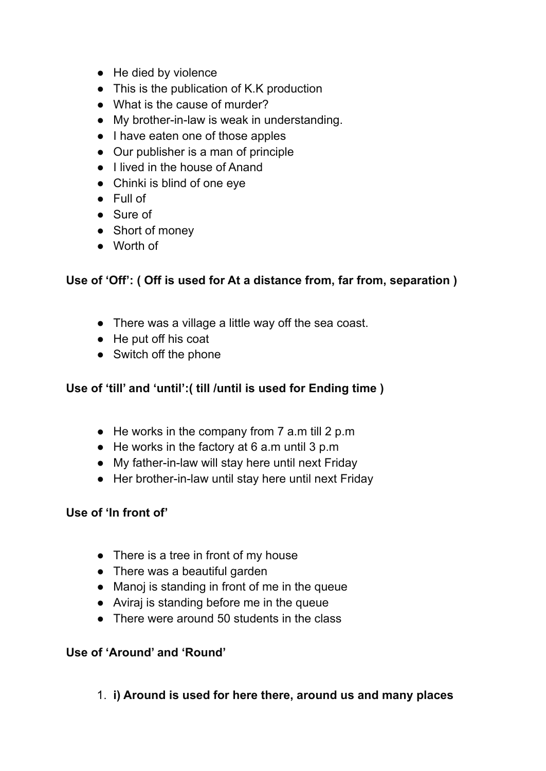- He died by violence
- This is the publication of K.K production
- What is the cause of murder?
- My brother-in-law is weak in understanding.
- I have eaten one of those apples
- Our publisher is a man of principle
- I lived in the house of Anand
- Chinki is blind of one eye
- Full of
- Sure of
- Short of money
- Worth of

**Use of 'Off': ( Off is used for At a distance from, far from, separation )**

- There was a village a little way off the sea coast.
- He put off his coat
- Switch off the phone

**Use of 'till' and 'until':( till /until is used for Ending time )**

- He works in the company from 7 a.m till 2 p.m
- He works in the factory at 6 a.m until 3 p.m
- My father-in-law will stay here until next Friday
- Her brother-in-law until stay here until next Friday

**Use of 'In front of'**

- There is a tree in front of my house
- There was a beautiful garden
- Manoj is standing in front of me in the queue
- Aviraj is standing before me in the queue
- There were around 50 students in the class

**Use of 'Around' and 'Round'**

1. **i) Around is used for here there, around us and many places**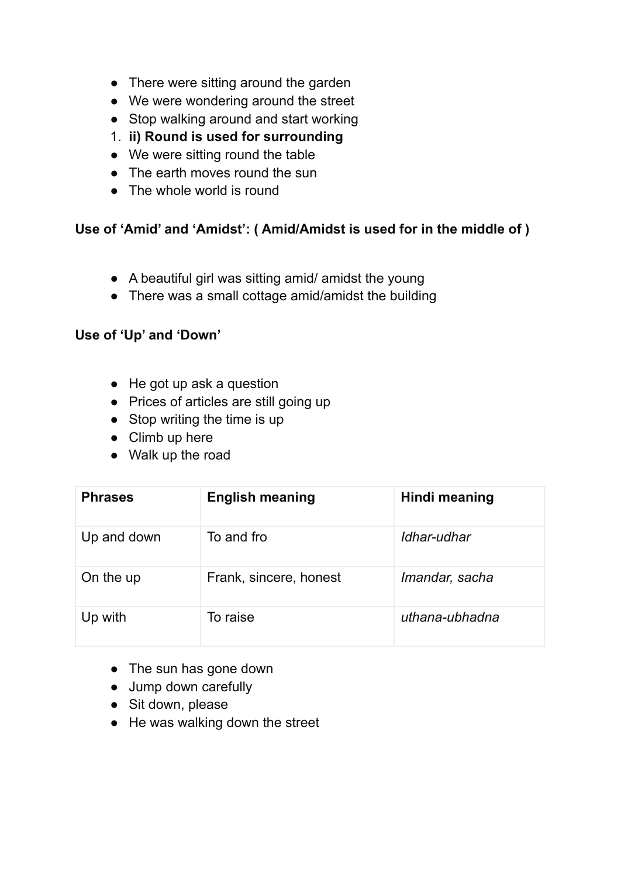- There were sitting around the garden
- We were wondering around the street
- Stop walking around and start working

1. **ii) Round is used for surrounding**

- We were sitting round the table
- The earth moves round the sun
- The whole world is round

**Use of 'Amid' and 'Amidst': ( Amid/Amidst is used for in the middle of )**

- A beautiful girl was sitting amid/ amidst the young
- There was a small cottage amid/amidst the building

**Use of 'Up' and 'Down'**

- He got up ask a question
- Prices of articles are still going up
- Stop writing the time is up
- Climb up here
- Walk up the road

| **Phrases** | **English meaning** | **Hindi meaning** |
| --- | --- | --- |
| Up and down | To and fro | *Idhar-udhar* |
| On the up | Frank, sincere, honest | *Imandar, sacha* |
| Up with | To raise | *uthana-ubhadna* |

- The sun has gone down
- Jump down carefully
- Sit down, please
- He was walking down the street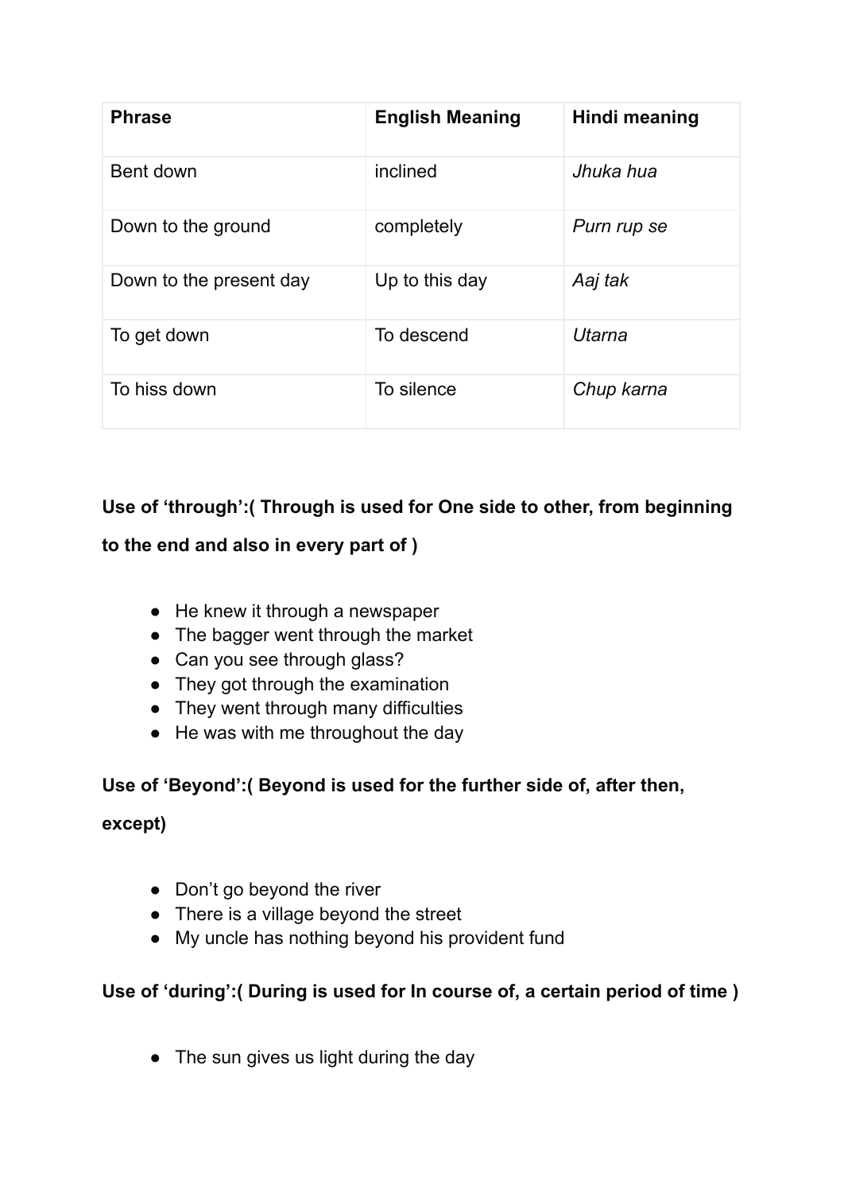| **Phrase** | **English Meaning** | **Hindi meaning** |
| --- | --- | --- |
| Bent down | inclined | *Jhuka hua* |
| Down to the ground | completely | *Purn rup se* |
| Down to the present day | Up to this day | *Aaj tak* |
| To get down | To descend | *Utarna* |
| To hiss down | To silence | *Chup karna* |

**Use of ‘through’:( Through is used for One side to other, from beginning to the end and also in every part of )**

- He knew it through a newspaper
- The bagger went through the market
- Can you see through glass?
- They got through the examination
- They went through many difficulties
- He was with me throughout the day

**Use of ‘Beyond’:( Beyond is used for the further side of, after then, except)**

- Don’t go beyond the river
- There is a village beyond the street
- My uncle has nothing beyond his provident fund

**Use of ‘during’:( During is used for In course of, a certain period of time )**

- The sun gives us light during the day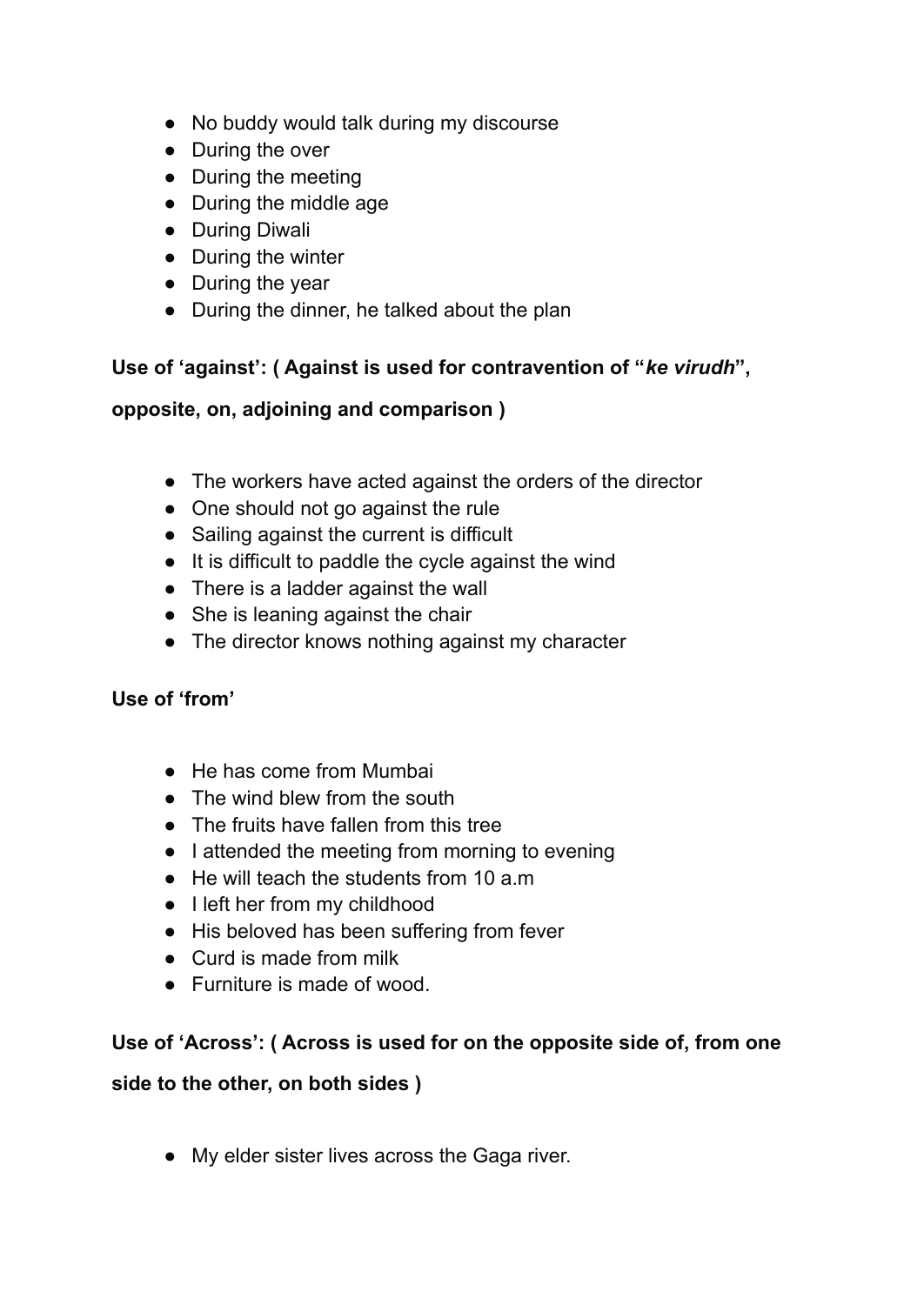- No buddy would talk during my discourse
- During the over
- During the meeting
- During the middle age
- During Diwali
- During the winter
- During the year
- During the dinner, he talked about the plan

**Use of 'against': ( Against is used for contravention of "*ke virudh*", opposite, on, adjoining and comparison )**

- The workers have acted against the orders of the director
- One should not go against the rule
- Sailing against the current is difficult
- It is difficult to paddle the cycle against the wind
- There is a ladder against the wall
- She is leaning against the chair
- The director knows nothing against my character

**Use of 'from'**

- He has come from Mumbai
- The wind blew from the south
- The fruits have fallen from this tree
- I attended the meeting from morning to evening
- He will teach the students from 10 a.m
- I left her from my childhood
- His beloved has been suffering from fever
- Curd is made from milk
- Furniture is made of wood.

**Use of 'Across': ( Across is used for on the opposite side of, from one side to the other, on both sides )**

- My elder sister lives across the Gaga river.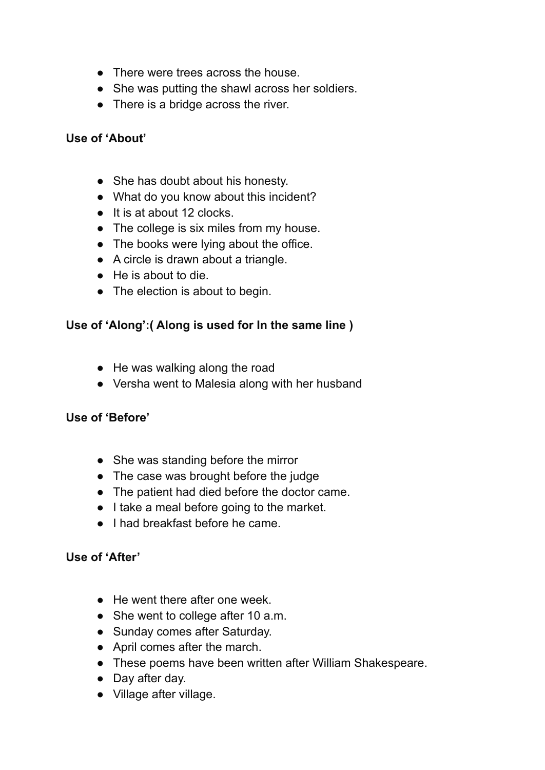- There were trees across the house.
- She was putting the shawl across her soldiers.
- There is a bridge across the river.

**Use of 'About'**

- She has doubt about his honesty.
- What do you know about this incident?
- It is at about 12 clocks.
- The college is six miles from my house.
- The books were lying about the office.
- A circle is drawn about a triangle.
- He is about to die.
- The election is about to begin.

**Use of 'Along':( Along is used for In the same line )**

- He was walking along the road
- Versha went to Malesia along with her husband

**Use of 'Before'**

- She was standing before the mirror
- The case was brought before the judge
- The patient had died before the doctor came.
- I take a meal before going to the market.
- I had breakfast before he came.

**Use of 'After'**

- He went there after one week.
- She went to college after 10 a.m.
- Sunday comes after Saturday.
- April comes after the march.
- These poems have been written after William Shakespeare.
- Day after day.
- Village after village.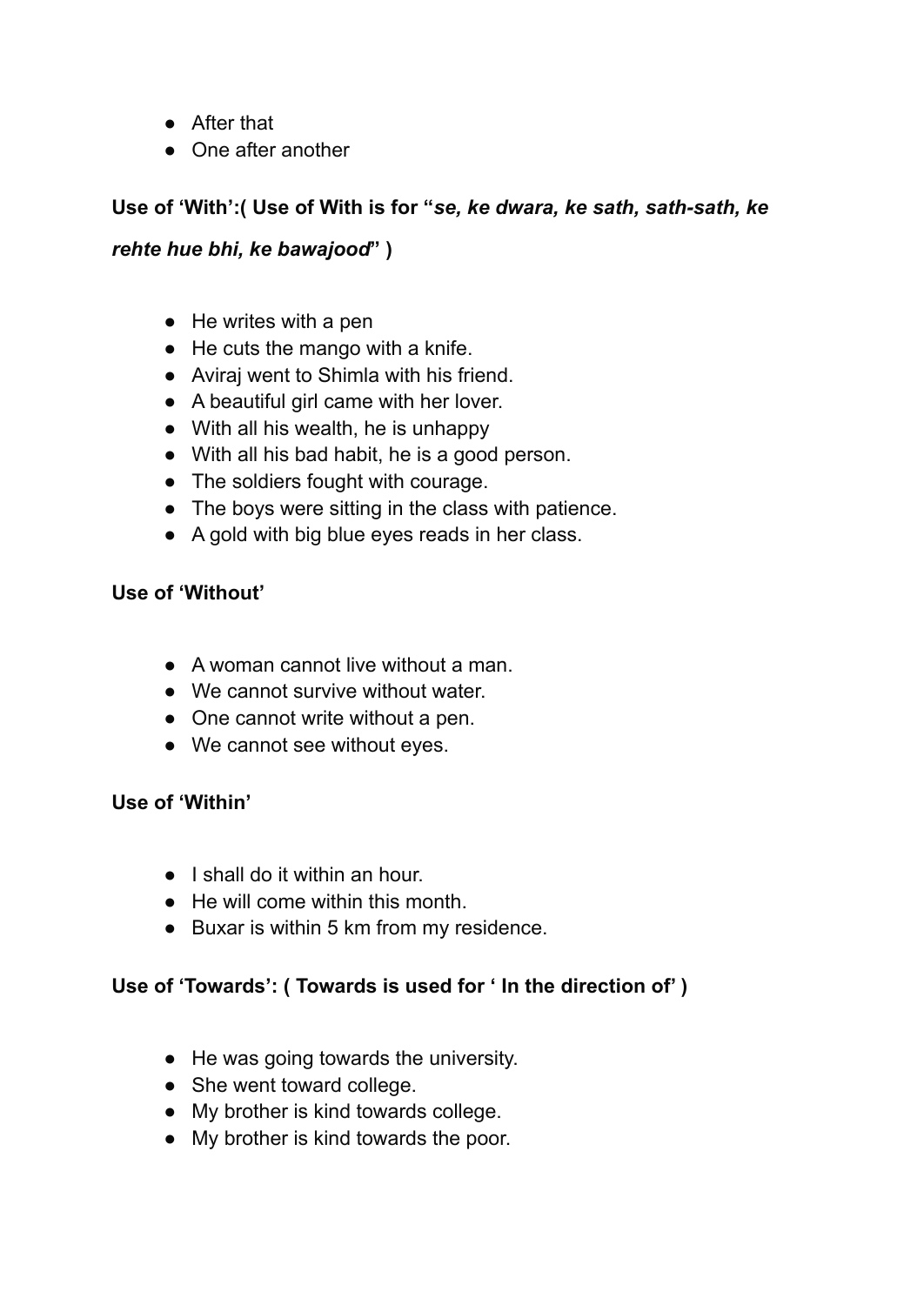- After that
- One after another

**Use of 'With':( Use of With is for "*se, ke dwara, ke sath, sath-sath, ke rehte hue bhi, ke bawajood*" )**

- He writes with a pen
- He cuts the mango with a knife.
- Aviraj went to Shimla with his friend.
- A beautiful girl came with her lover.
- With all his wealth, he is unhappy
- With all his bad habit, he is a good person.
- The soldiers fought with courage.
- The boys were sitting in the class with patience.
- A gold with big blue eyes reads in her class.

**Use of 'Without'**

- A woman cannot live without a man.
- We cannot survive without water.
- One cannot write without a pen.
- We cannot see without eyes.

**Use of 'Within'**

- I shall do it within an hour.
- He will come within this month.
- Buxar is within 5 km from my residence.

**Use of 'Towards': ( Towards is used for ' In the direction of' )**

- He was going towards the university.
- She went toward college.
- My brother is kind towards college.
- My brother is kind towards the poor.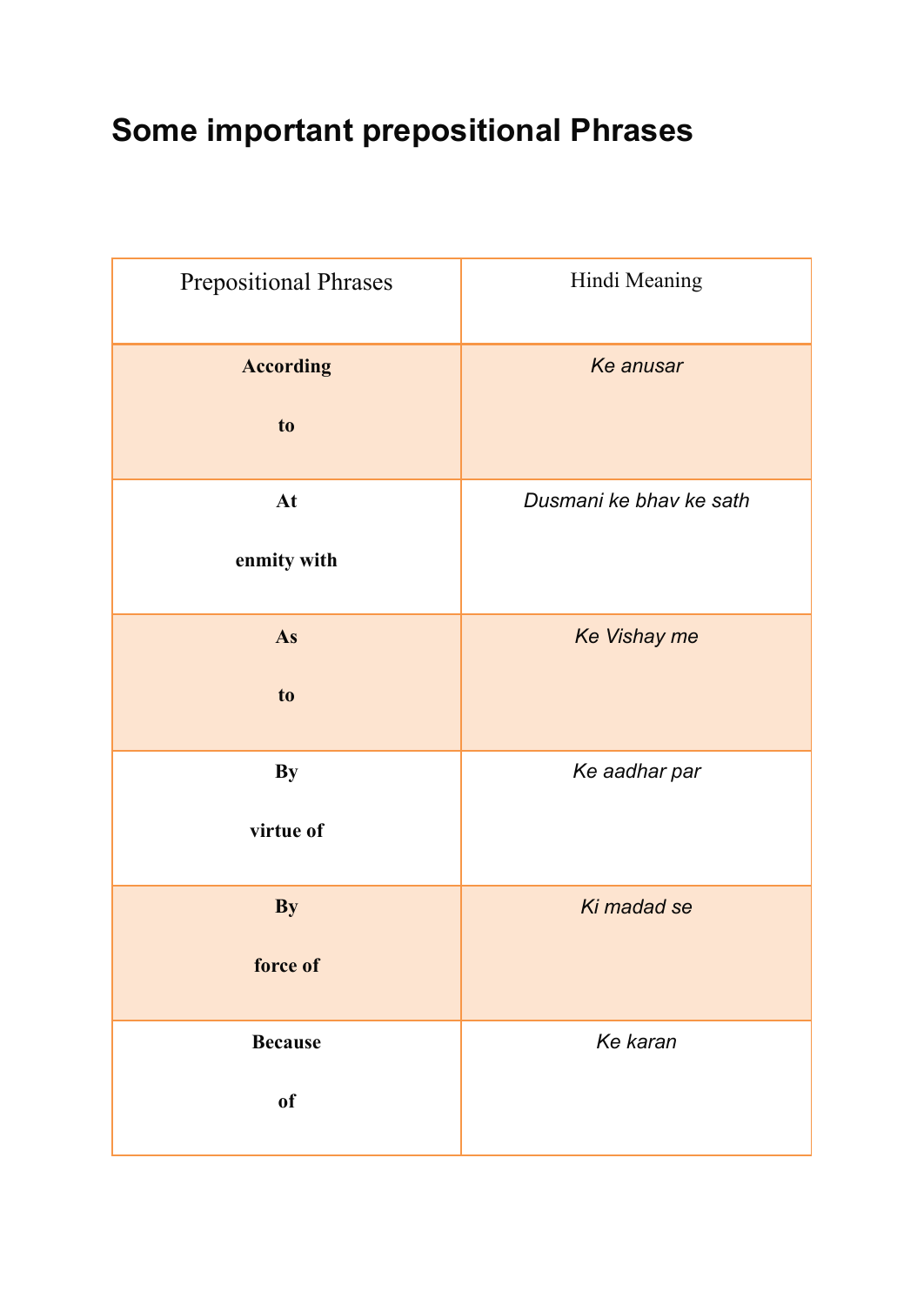# Some important prepositional Phrases

| Prepositional Phrases | Hindi Meaning |
|---|---|
| **According to** | *Ke anusar* |
| **At enmity with** | *Dusmani ke bhav ke sath* |
| **As to** | *Ke Vishay me* |
| **By virtue of** | *Ke aadhar par* |
| **By force of** | *Ki madad se* |
| **Because of** | *Ke karan* |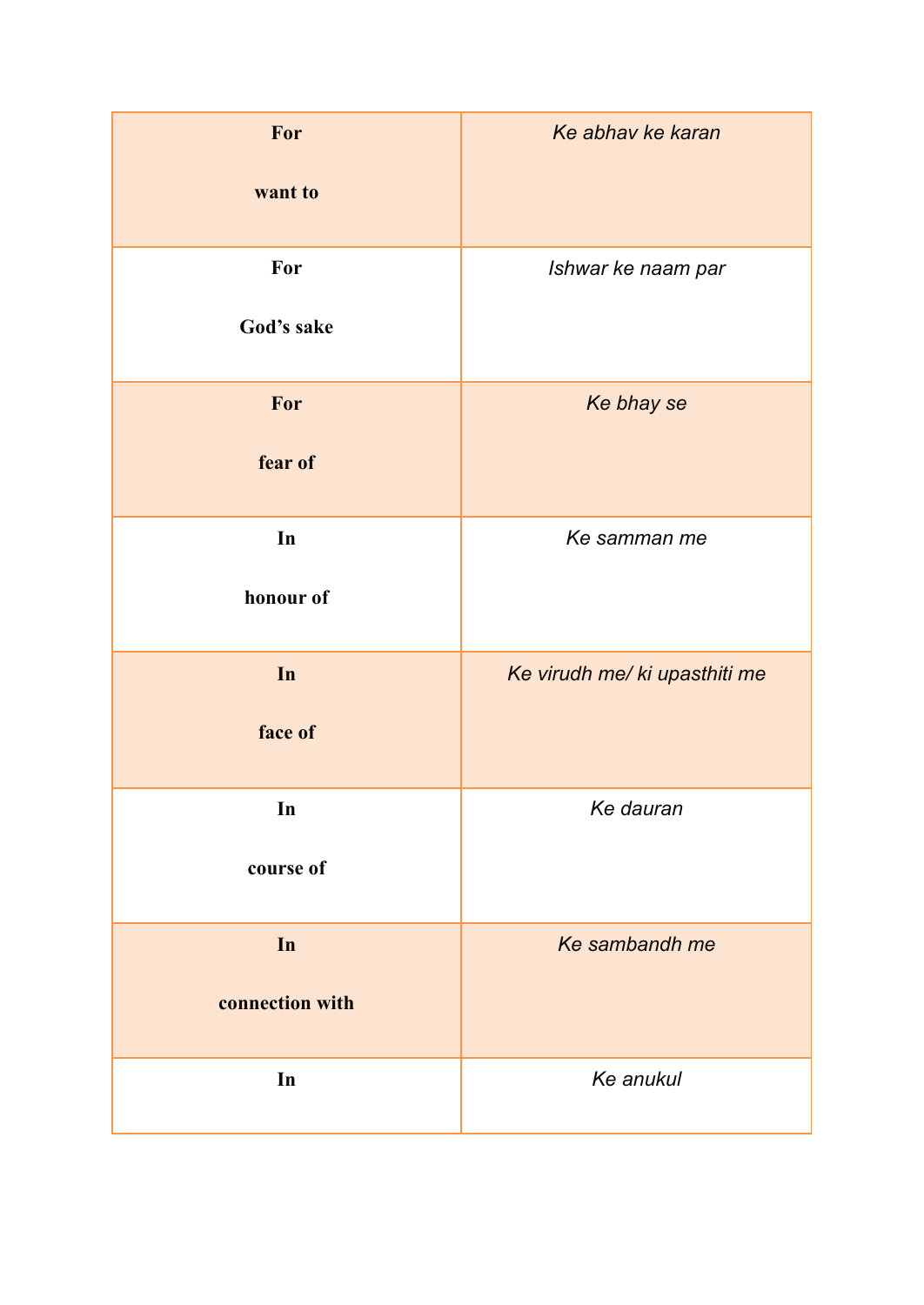| For want to | *Ke abhav ke karan* |
| --- | --- |
| For God's sake | *Ishwar ke naam par* |
| For fear of | *Ke bhay se* |
| In honour of | *Ke samman me* |
| In face of | *Ke virudh me/ ki upasthiti me* |
| In course of | *Ke dauran* |
| In connection with | *Ke sambandh me* |
| In | *Ke anukul* |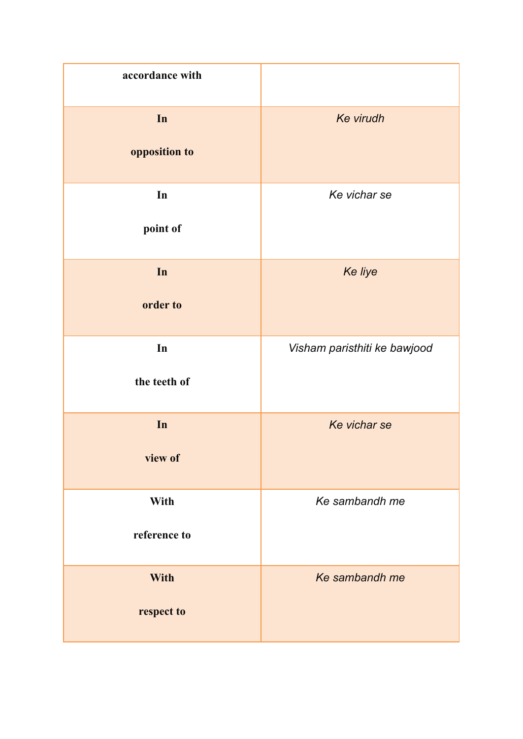| accordance with | |
|---|---|
| **In opposition to** | *Ke virudh* |
| **In point of** | *Ke vichar se* |
| **In order to** | *Ke liye* |
| **In the teeth of** | *Visham paristhiti ke bawjood* |
| **In view of** | *Ke vichar se* |
| **With reference to** | *Ke sambandh me* |
| **With respect to** | *Ke sambandh me* |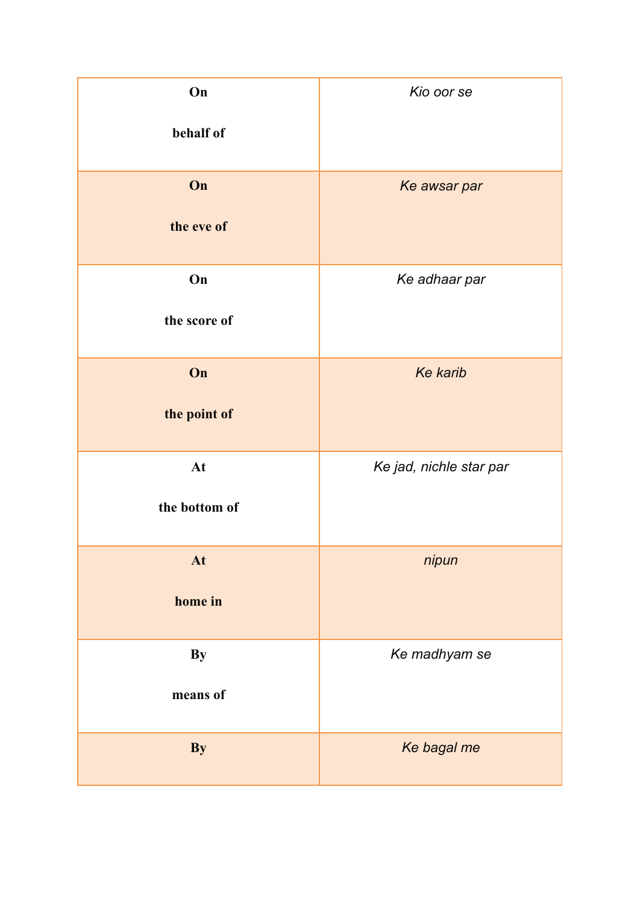| | |
|---|---|
| **On behalf of** | *Kio oor se* |
| **On the eve of** | *Ke awsar par* |
| **On the score of** | *Ke adhaar par* |
| **On the point of** | *Ke karib* |
| **At the bottom of** | *Ke jad, nichle star par* |
| **At home in** | *nipun* |
| **By means of** | *Ke madhyam se* |
| **By** | *Ke bagal me* |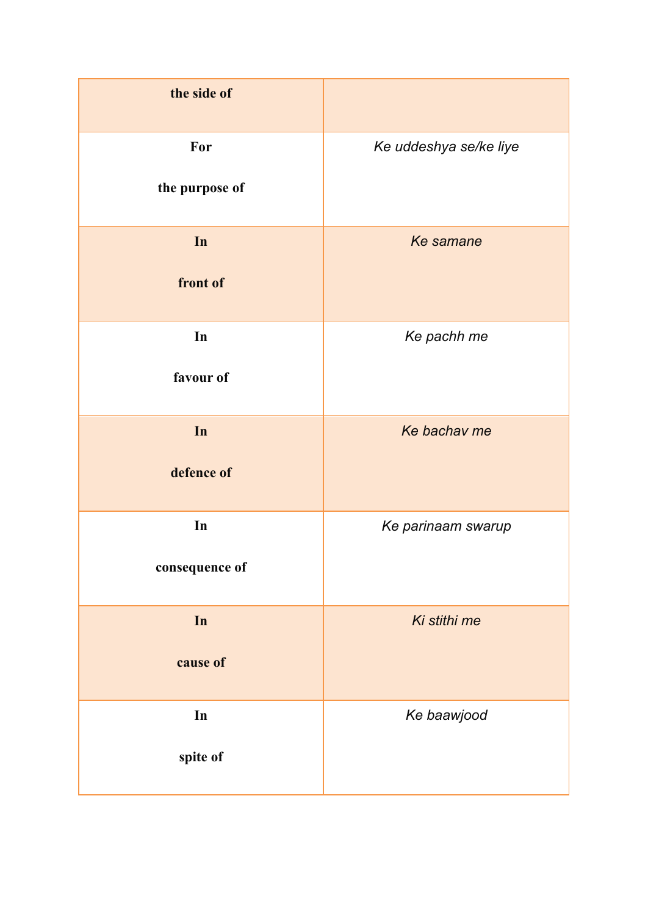| | |
|---|---|
| **the side of** | |
| **For the purpose of** | *Ke uddeshya se/ke liye* |
| **In front of** | *Ke samane* |
| **In favour of** | *Ke pachh me* |
| **In defence of** | *Ke bachav me* |
| **In consequence of** | *Ke parinaam swarup* |
| **In cause of** | *Ki stithi me* |
| **In spite of** | *Ke baawjood* |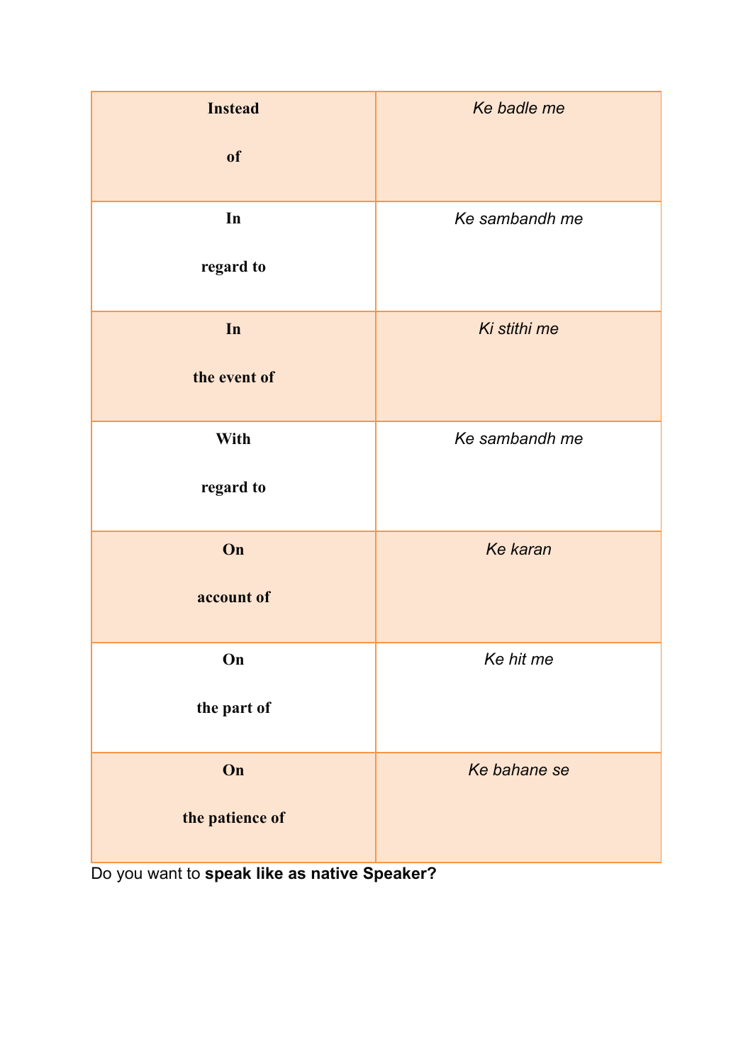| **Instead of** | *Ke badle me* |
|---|---|
| **In regard to** | *Ke sambandh me* |
| **In the event of** | *Ki stithi me* |
| **With regard to** | *Ke sambandh me* |
| **On account of** | *Ke karan* |
| **On the part of** | *Ke hit me* |
| **On the patience of** | *Ke bahane se* |

Do you want to **speak like as native Speaker?**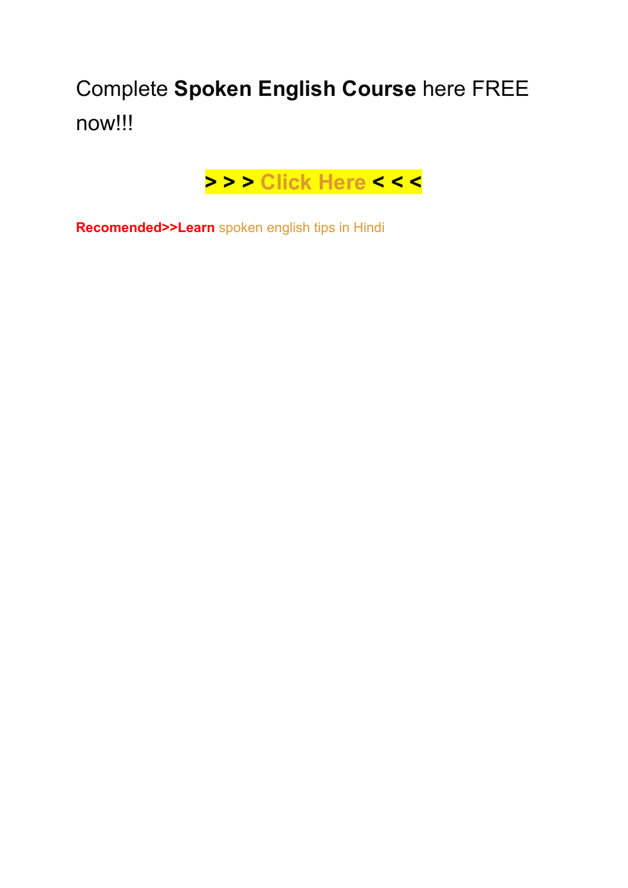Complete **Spoken English Course** here FREE now!!!

**> > > Click Here < < <**

**Recomended>>Learn** spoken english tips in Hindi